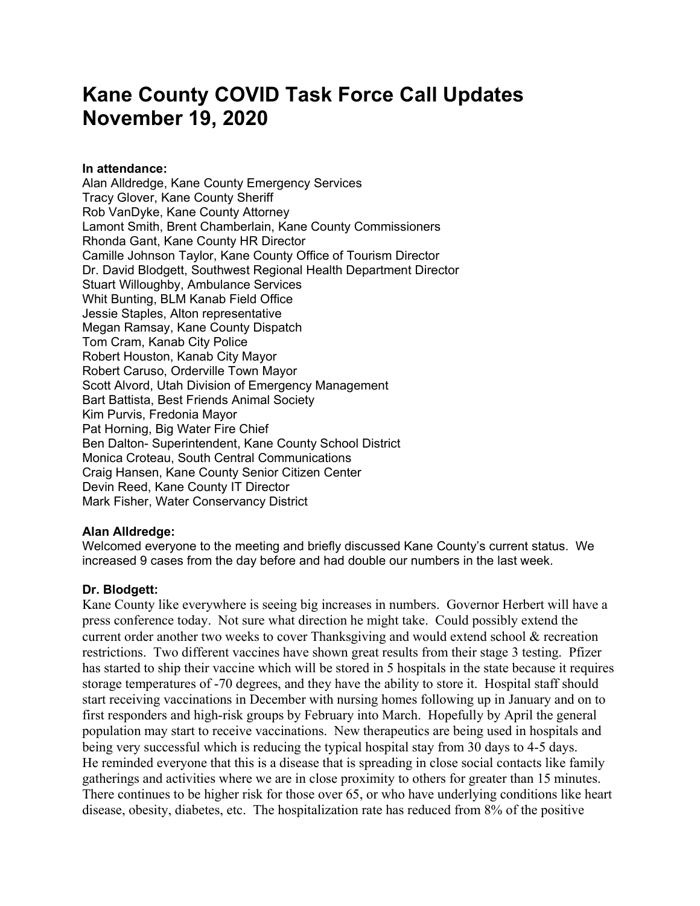# Kane County COVID Task Force Call Updates
# November 19, 2020

**In attendance:**
Alan Alldredge, Kane County Emergency Services
Tracy Glover, Kane County Sheriff
Rob VanDyke, Kane County Attorney
Lamont Smith, Brent Chamberlain, Kane County Commissioners
Rhonda Gant, Kane County HR Director
Camille Johnson Taylor, Kane County Office of Tourism Director
Dr. David Blodgett, Southwest Regional Health Department Director
Stuart Willoughby, Ambulance Services
Whit Bunting, BLM Kanab Field Office
Jessie Staples, Alton representative
Megan Ramsay, Kane County Dispatch
Tom Cram, Kanab City Police
Robert Houston, Kanab City Mayor
Robert Caruso, Orderville Town Mayor
Scott Alvord, Utah Division of Emergency Management
Bart Battista, Best Friends Animal Society
Kim Purvis, Fredonia Mayor
Pat Horning, Big Water Fire Chief
Ben Dalton- Superintendent, Kane County School District
Monica Croteau, South Central Communications
Craig Hansen, Kane County Senior Citizen Center
Devin Reed, Kane County IT Director
Mark Fisher, Water Conservancy District

**Alan Alldredge:**
Welcomed everyone to the meeting and briefly discussed Kane County's current status. We increased 9 cases from the day before and had double our numbers in the last week.

**Dr. Blodgett:**
Kane County like everywhere is seeing big increases in numbers. Governor Herbert will have a press conference today. Not sure what direction he might take. Could possibly extend the current order another two weeks to cover Thanksgiving and would extend school & recreation restrictions. Two different vaccines have shown great results from their stage 3 testing. Pfizer has started to ship their vaccine which will be stored in 5 hospitals in the state because it requires storage temperatures of -70 degrees, and they have the ability to store it. Hospital staff should start receiving vaccinations in December with nursing homes following up in January and on to first responders and high-risk groups by February into March. Hopefully by April the general population may start to receive vaccinations. New therapeutics are being used in hospitals and being very successful which is reducing the typical hospital stay from 30 days to 4-5 days. He reminded everyone that this is a disease that is spreading in close social contacts like family gatherings and activities where we are in close proximity to others for greater than 15 minutes. There continues to be higher risk for those over 65, or who have underlying conditions like heart disease, obesity, diabetes, etc. The hospitalization rate has reduced from 8% of the positive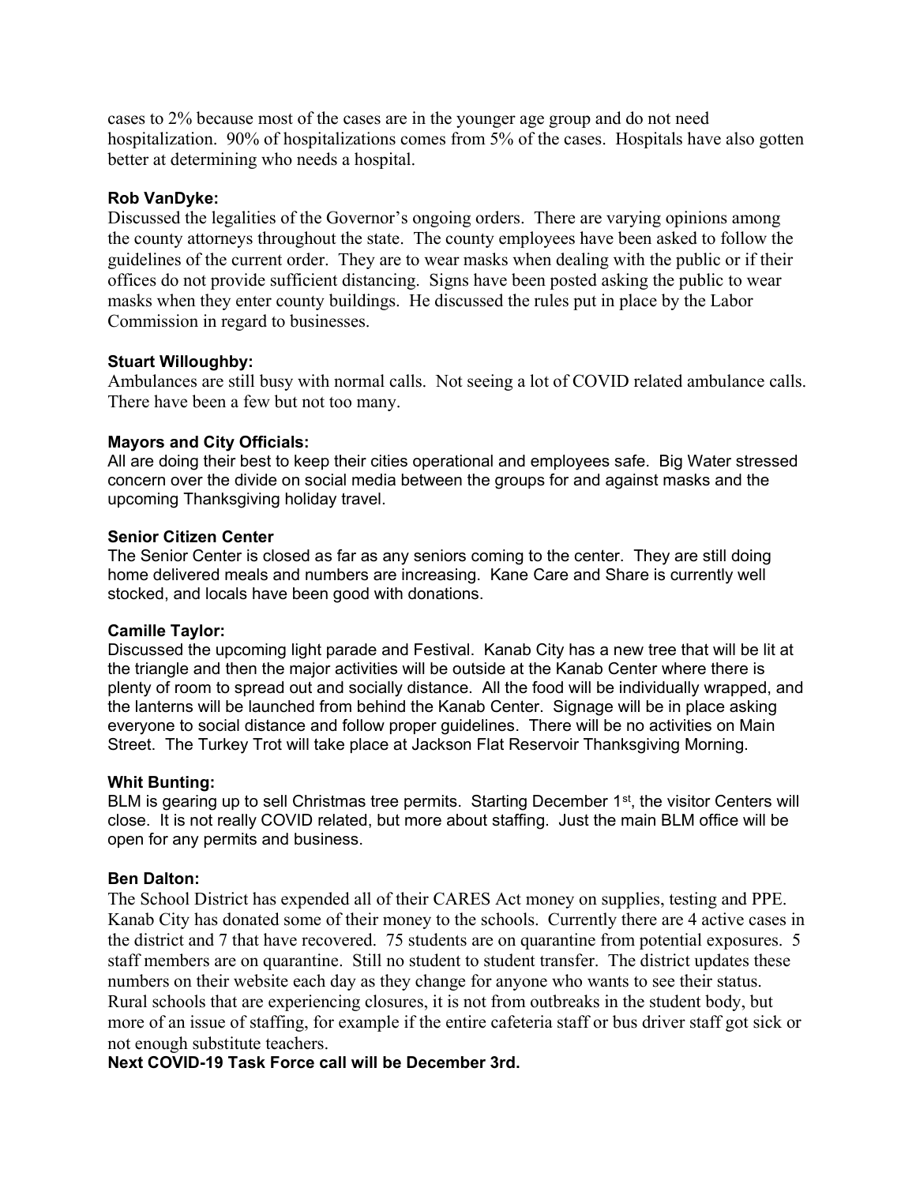cases to 2% because most of the cases are in the younger age group and do not need hospitalization. 90% of hospitalizations comes from 5% of the cases. Hospitals have also gotten better at determining who needs a hospital.

**Rob VanDyke:**

Discussed the legalities of the Governor's ongoing orders. There are varying opinions among the county attorneys throughout the state. The county employees have been asked to follow the guidelines of the current order. They are to wear masks when dealing with the public or if their offices do not provide sufficient distancing. Signs have been posted asking the public to wear masks when they enter county buildings. He discussed the rules put in place by the Labor Commission in regard to businesses.

**Stuart Willoughby:**

Ambulances are still busy with normal calls. Not seeing a lot of COVID related ambulance calls. There have been a few but not too many.

**Mayors and City Officials:**

All are doing their best to keep their cities operational and employees safe. Big Water stressed concern over the divide on social media between the groups for and against masks and the upcoming Thanksgiving holiday travel.

**Senior Citizen Center**

The Senior Center is closed as far as any seniors coming to the center. They are still doing home delivered meals and numbers are increasing. Kane Care and Share is currently well stocked, and locals have been good with donations.

**Camille Taylor:**

Discussed the upcoming light parade and Festival. Kanab City has a new tree that will be lit at the triangle and then the major activities will be outside at the Kanab Center where there is plenty of room to spread out and socially distance. All the food will be individually wrapped, and the lanterns will be launched from behind the Kanab Center. Signage will be in place asking everyone to social distance and follow proper guidelines. There will be no activities on Main Street. The Turkey Trot will take place at Jackson Flat Reservoir Thanksgiving Morning.

**Whit Bunting:**

BLM is gearing up to sell Christmas tree permits. Starting December 1st, the visitor Centers will close. It is not really COVID related, but more about staffing. Just the main BLM office will be open for any permits and business.

**Ben Dalton:**

The School District has expended all of their CARES Act money on supplies, testing and PPE. Kanab City has donated some of their money to the schools. Currently there are 4 active cases in the district and 7 that have recovered. 75 students are on quarantine from potential exposures. 5 staff members are on quarantine. Still no student to student transfer. The district updates these numbers on their website each day as they change for anyone who wants to see their status. Rural schools that are experiencing closures, it is not from outbreaks in the student body, but more of an issue of staffing, for example if the entire cafeteria staff or bus driver staff got sick or not enough substitute teachers.

**Next COVID-19 Task Force call will be December 3rd.**